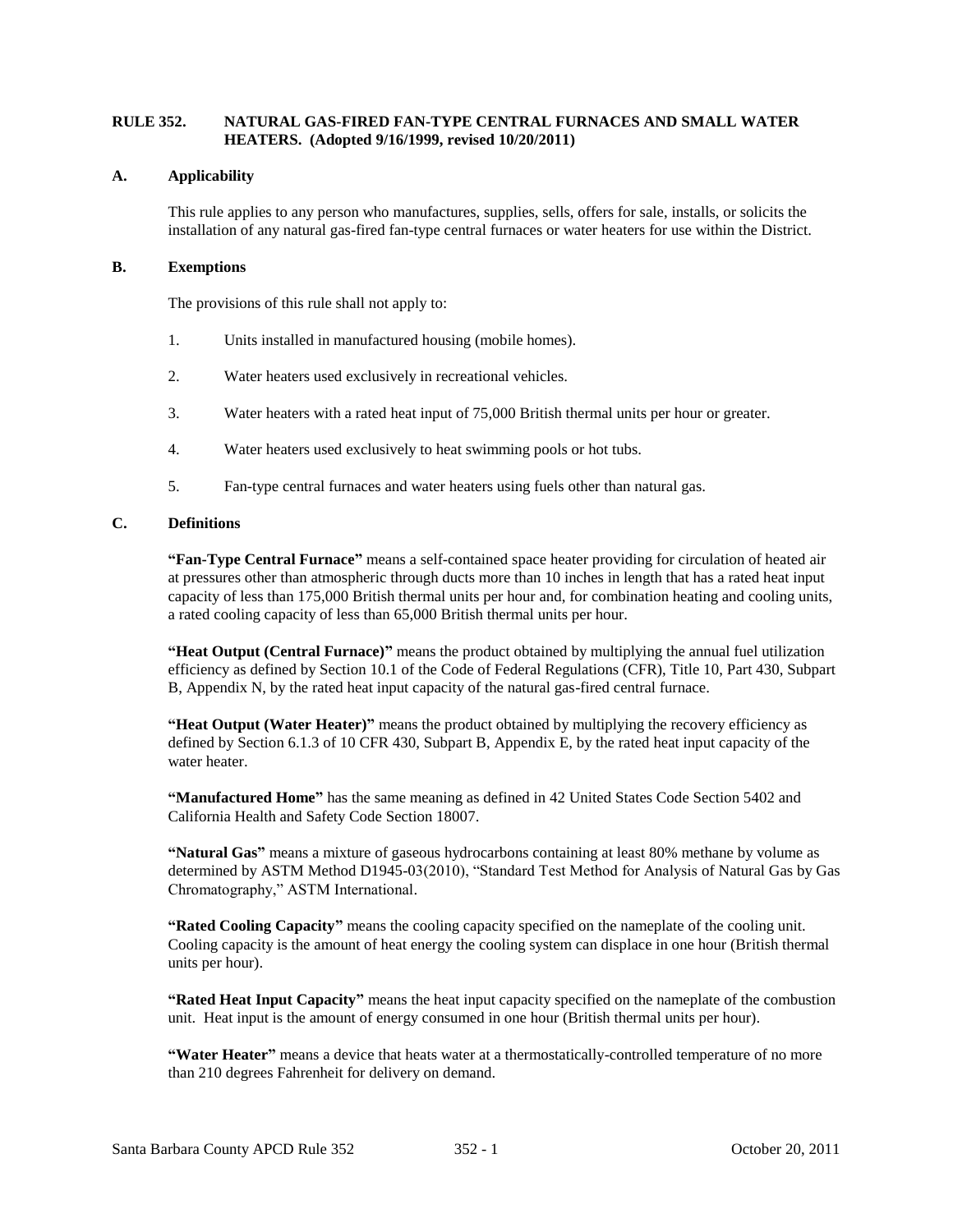## RULE 352. NATURAL GAS-FIRED FAN-TYPE CENTRAL FURNACES AND SMALL WATER HEATERS. (Adopted 9/16/1999, revised 10/20/2011)

### A. Applicability

This rule applies to any person who manufactures, supplies, sells, offers for sale, installs, or solicits the installation of any natural gas-fired fan-type central furnaces or water heaters for use within the District.

### B. Exemptions

The provisions of this rule shall not apply to:

1. Units installed in manufactured housing (mobile homes).
2. Water heaters used exclusively in recreational vehicles.
3. Water heaters with a rated heat input of 75,000 British thermal units per hour or greater.
4. Water heaters used exclusively to heat swimming pools or hot tubs.
5. Fan-type central furnaces and water heaters using fuels other than natural gas.

### C. Definitions

**"Fan-Type Central Furnace"** means a self-contained space heater providing for circulation of heated air at pressures other than atmospheric through ducts more than 10 inches in length that has a rated heat input capacity of less than 175,000 British thermal units per hour and, for combination heating and cooling units, a rated cooling capacity of less than 65,000 British thermal units per hour.

**"Heat Output (Central Furnace)"** means the product obtained by multiplying the annual fuel utilization efficiency as defined by Section 10.1 of the Code of Federal Regulations (CFR), Title 10, Part 430, Subpart B, Appendix N, by the rated heat input capacity of the natural gas-fired central furnace.

**"Heat Output (Water Heater)"** means the product obtained by multiplying the recovery efficiency as defined by Section 6.1.3 of 10 CFR 430, Subpart B, Appendix E, by the rated heat input capacity of the water heater.

**"Manufactured Home"** has the same meaning as defined in 42 United States Code Section 5402 and California Health and Safety Code Section 18007.

**"Natural Gas"** means a mixture of gaseous hydrocarbons containing at least 80% methane by volume as determined by ASTM Method D1945-03(2010), "Standard Test Method for Analysis of Natural Gas by Gas Chromatography," ASTM International.

**"Rated Cooling Capacity"** means the cooling capacity specified on the nameplate of the cooling unit. Cooling capacity is the amount of heat energy the cooling system can displace in one hour (British thermal units per hour).

**"Rated Heat Input Capacity"** means the heat input capacity specified on the nameplate of the combustion unit. Heat input is the amount of energy consumed in one hour (British thermal units per hour).

**"Water Heater"** means a device that heats water at a thermostatically-controlled temperature of no more than 210 degrees Fahrenheit for delivery on demand.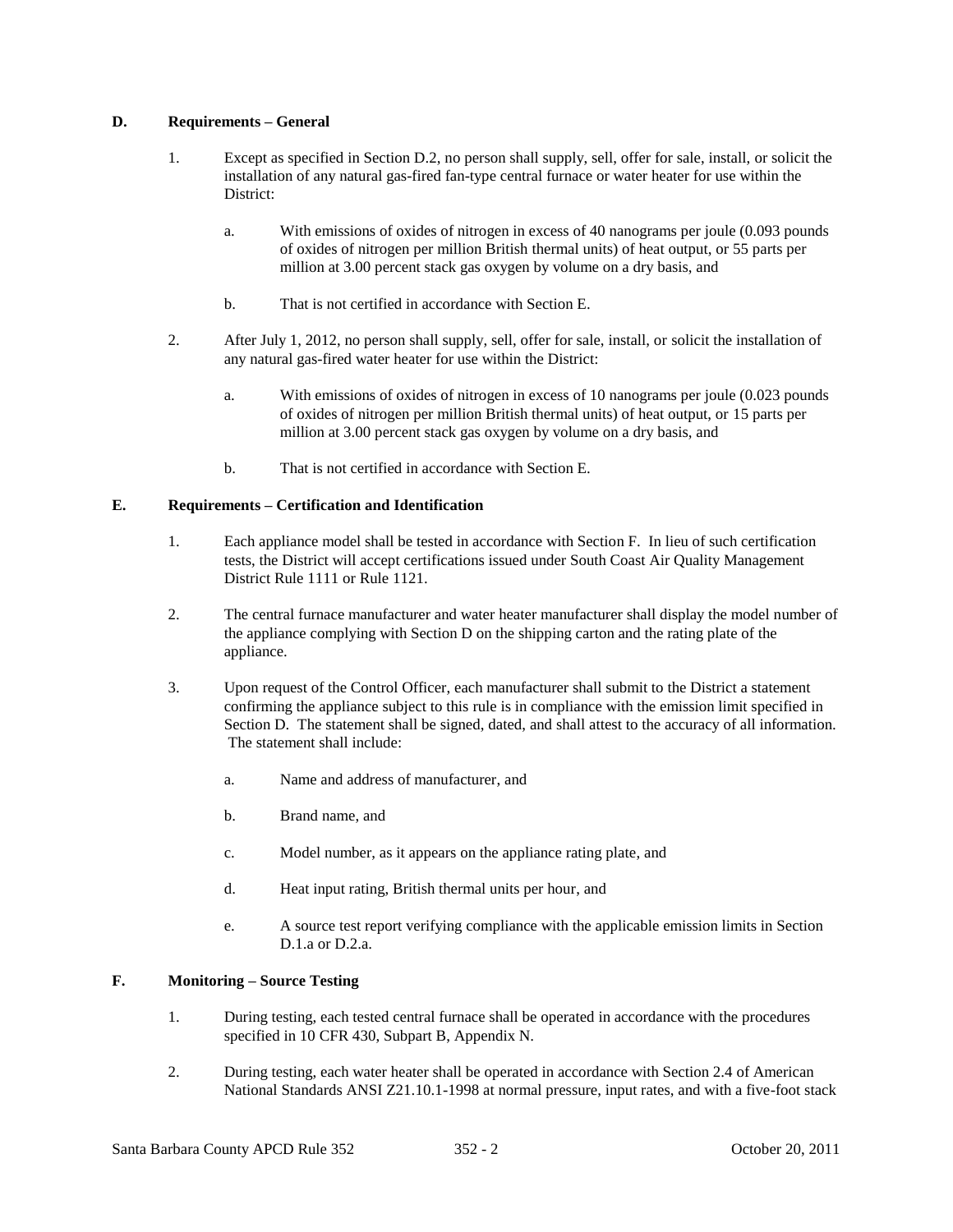## D. Requirements – General

1. Except as specified in Section D.2, no person shall supply, sell, offer for sale, install, or solicit the installation of any natural gas-fired fan-type central furnace or water heater for use within the District:

   a. With emissions of oxides of nitrogen in excess of 40 nanograms per joule (0.093 pounds of oxides of nitrogen per million British thermal units) of heat output, or 55 parts per million at 3.00 percent stack gas oxygen by volume on a dry basis, and

   b. That is not certified in accordance with Section E.

2. After July 1, 2012, no person shall supply, sell, offer for sale, install, or solicit the installation of any natural gas-fired water heater for use within the District:

   a. With emissions of oxides of nitrogen in excess of 10 nanograms per joule (0.023 pounds of oxides of nitrogen per million British thermal units) of heat output, or 15 parts per million at 3.00 percent stack gas oxygen by volume on a dry basis, and

   b. That is not certified in accordance with Section E.

## E. Requirements – Certification and Identification

1. Each appliance model shall be tested in accordance with Section F. In lieu of such certification tests, the District will accept certifications issued under South Coast Air Quality Management District Rule 1111 or Rule 1121.

2. The central furnace manufacturer and water heater manufacturer shall display the model number of the appliance complying with Section D on the shipping carton and the rating plate of the appliance.

3. Upon request of the Control Officer, each manufacturer shall submit to the District a statement confirming the appliance subject to this rule is in compliance with the emission limit specified in Section D. The statement shall be signed, dated, and shall attest to the accuracy of all information. The statement shall include:

   a. Name and address of manufacturer, and

   b. Brand name, and

   c. Model number, as it appears on the appliance rating plate, and

   d. Heat input rating, British thermal units per hour, and

   e. A source test report verifying compliance with the applicable emission limits in Section D.1.a or D.2.a.

## F. Monitoring – Source Testing

1. During testing, each tested central furnace shall be operated in accordance with the procedures specified in 10 CFR 430, Subpart B, Appendix N.

2. During testing, each water heater shall be operated in accordance with Section 2.4 of American National Standards ANSI Z21.10.1-1998 at normal pressure, input rates, and with a five-foot stack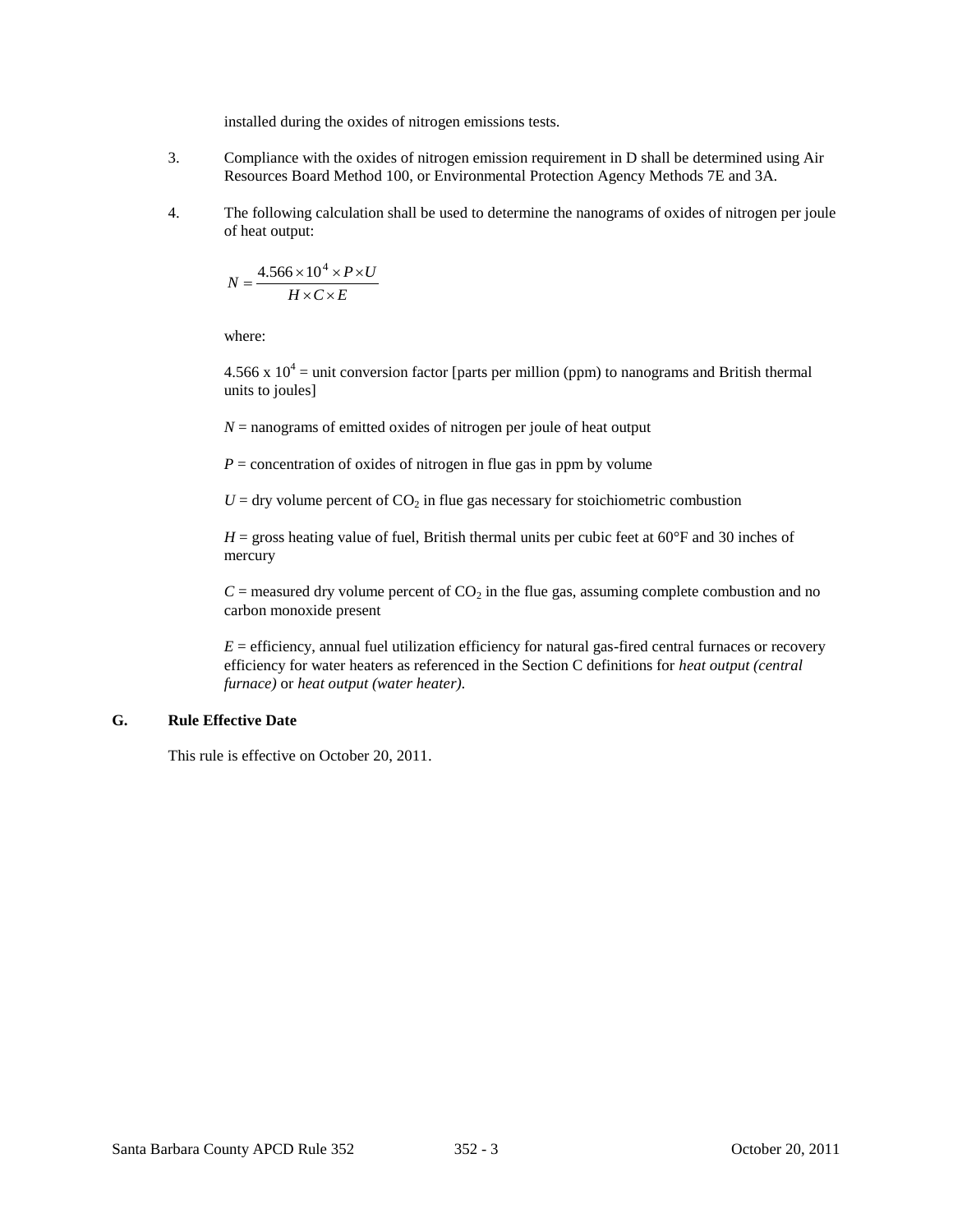installed during the oxides of nitrogen emissions tests.

3. Compliance with the oxides of nitrogen emission requirement in D shall be determined using Air Resources Board Method 100, or Environmental Protection Agency Methods 7E and 3A.

4. The following calculation shall be used to determine the nanograms of oxides of nitrogen per joule of heat output:

$$N = \frac{4.566 \times 10^4 \times P \times U}{H \times C \times E}$$

where:

$4.566 \times 10^4$ = unit conversion factor [parts per million (ppm) to nanograms and British thermal units to joules]

$N$ = nanograms of emitted oxides of nitrogen per joule of heat output

$P$ = concentration of oxides of nitrogen in flue gas in ppm by volume

$U$ = dry volume percent of $CO_2$ in flue gas necessary for stoichiometric combustion

$H$ = gross heating value of fuel, British thermal units per cubic feet at 60°F and 30 inches of mercury

$C$ = measured dry volume percent of $CO_2$ in the flue gas, assuming complete combustion and no carbon monoxide present

$E$ = efficiency, annual fuel utilization efficiency for natural gas-fired central furnaces or recovery efficiency for water heaters as referenced in the Section C definitions for *heat output (central furnace)* or *heat output (water heater)*.

## G. Rule Effective Date

This rule is effective on October 20, 2011.